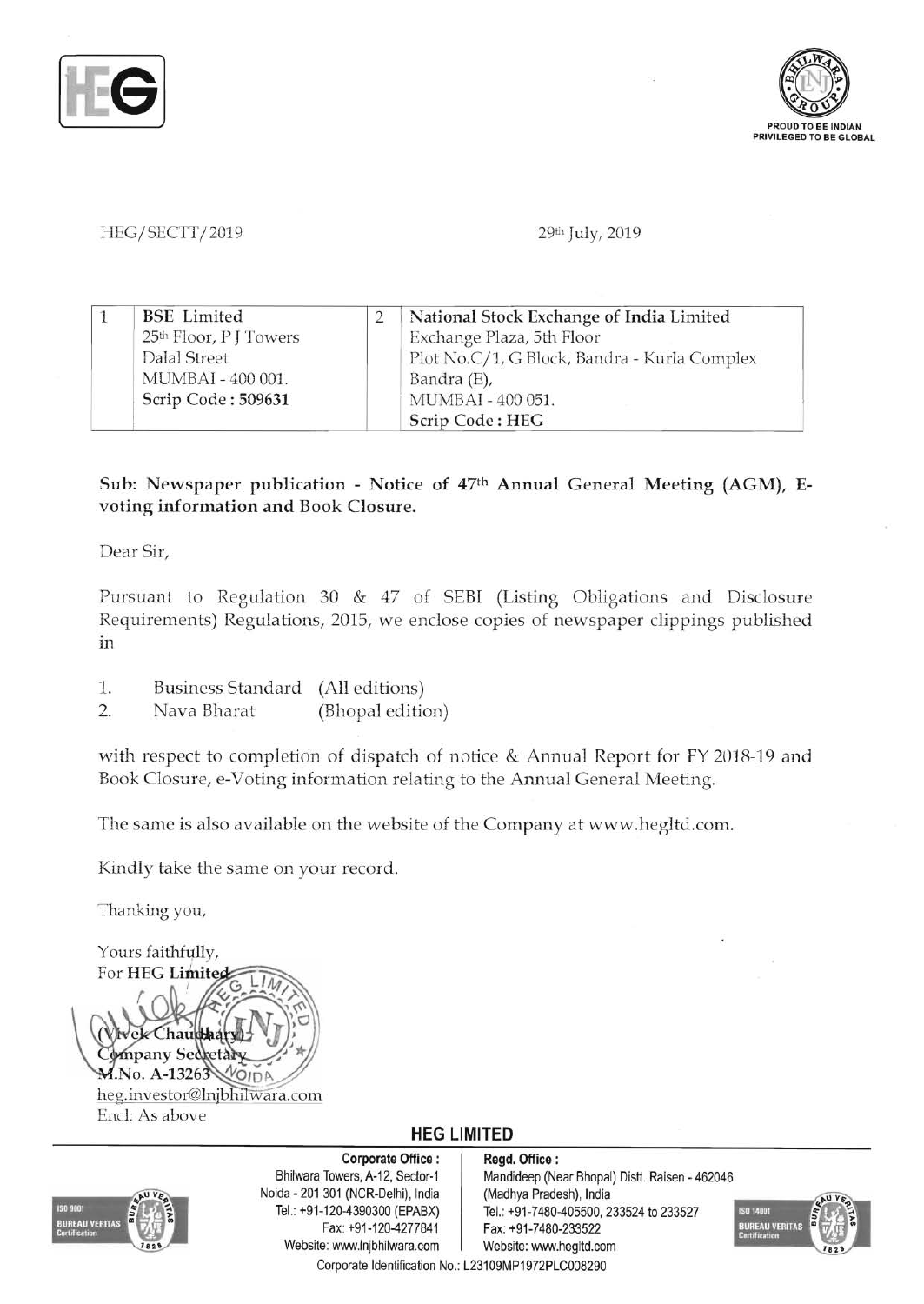HEG/SECTT/2019

29th July, 2019

| 1 | BSE Limited<br>25th Floor, P J Towers<br>Dalal Street<br>MUMBAI - 400 001.<br>**Scrip Code : 509631** | 2 | **National Stock Exchange of India Limited**<br>Exchange Plaza, 5th Floor<br>Plot No.C/1, G Block, Bandra - Kurla Complex<br>Bandra (E),<br>MUMBAI - 400 051.<br>**Scrip Code : HEG** |
|---|---|---|---|

**Sub: Newspaper publication - Notice of 47th Annual General Meeting (AGM), E-voting information and Book Closure.**

Dear Sir,

Pursuant to Regulation 30 & 47 of SEBI (Listing Obligations and Disclosure Requirements) Regulations, 2015, we enclose copies of newspaper clippings published in

1. Business Standard (All editions)
2. Nava Bharat (Bhopal edition)

with respect to completion of dispatch of notice & Annual Report for FY 2018-19 and Book Closure, e-Voting information relating to the Annual General Meeting.

The same is also available on the website of the Company at www.hegltd.com.

Kindly take the same on your record.

Thanking you,

Yours faithfully,
For **HEG Limited**

(Vivek Chaudhary)
Company Secretary
M.No. A-13263
heg.investor@lnjbhilwara.com
Encl: As above

**HEG LIMITED**

**Corporate Office :**
Bhilwara Towers, A-12, Sector-1
Noida - 201 301 (NCR-Delhi), India
Tel.: +91-120-4390300 (EPABX)
Fax: +91-120-4277841
Website: www.lnjbhilwara.com

**Regd. Office :**
Mandideep (Near Bhopal) Distt. Raisen - 462046
(Madhya Pradesh), India
Tel.: +91-7480-405500, 233524 to 233527
Fax: +91-7480-233522
Website: www.hegltd.com

Corporate Identification No.: L23109MP1972PLC008290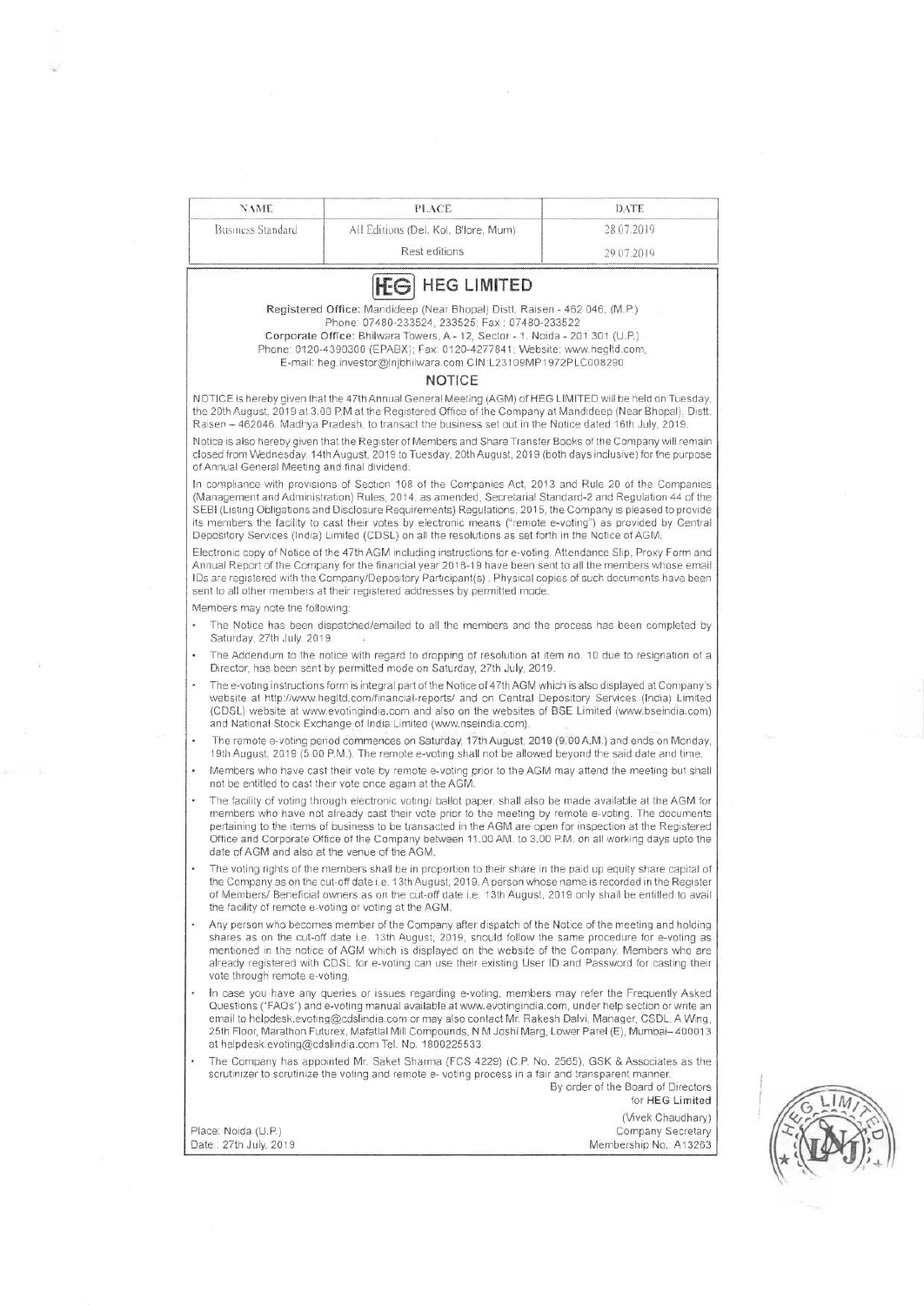| NAME | PLACE | DATE |
|---|---|---|
| Business Standard | All Editions (Del, Kol, B'lore, Mum) | 28.07.2019 |
| | Rest editions | 29.07.2019 |

# HEG LIMITED

**Registered Office:** Mandideep (Near Bhopal) Distt. Raisen - 462 046, (M.P.)
Phone: 07480-233524, 233525; Fax : 07480-233522
**Corporate Office:** Bhilwara Towers, A - 12, Sector - 1, Noida - 201 301 (U.P.)
Phone: 0120-4390300 (EPABX); Fax: 0120-4277841; Website: www.hegltd.com,
E-mail: heg.investor@lnjbhilwara.com CIN:L23109MP1972PLC008290

## NOTICE

NOTICE is hereby given that the 47th Annual General Meeting (AGM) of HEG LIMITED will be held on Tuesday, the 20th August, 2019 at 3.00 P.M at the Registered Office of the Company at Mandideep (Near Bhopal), Distt. Raisen – 462046, Madhya Pradesh, to transact the business set out in the Notice dated 16th July, 2019.

Notice is also hereby given that the Register of Members and Share Transfer Books of the Company will remain closed from Wednesday, 14th August, 2019 to Tuesday, 20th August, 2019 (both days inclusive) for the purpose of Annual General Meeting and final dividend.

In compliance with provisions of Section 108 of the Companies Act, 2013 and Rule 20 of the Companies (Management and Administration) Rules, 2014, as amended, Secretarial Standard-2 and Regulation 44 of the SEBI (Listing Obligations and Disclosure Requirements) Regulations, 2015, the Company is pleased to provide its members the facility to cast their votes by electronic means ("remote e-voting") as provided by Central Depository Services (India) Limited (CDSL) on all the resolutions as set forth in the Notice of AGM.

Electronic copy of Notice of the 47th AGM including instructions for e-voting, Attendance Slip, Proxy Form and Annual Report of the Company for the financial year 2018-19 have been sent to all the members whose email IDs are registered with the Company/Depository Participant(s) . Physical copies of such documents have been sent to all other members at their registered addresses by permitted mode.

Members may note the following:

- The Notice has been dispatched/emailed to all the members and the process has been completed by Saturday, 27th July, 2019.
- The Addendum to the notice with regard to dropping of resolution at item no. 10 due to resignation of a Director, has been sent by permitted mode on Saturday, 27th July, 2019.
- The e-voting instructions form is integral part of the Notice of 47th AGM which is also displayed at Company's website at http://www.hegltd.com/financial-reports/ and on Central Depository Services (India) Limited (CDSL) website at www.evotingindia.com and also on the websites of BSE Limited (www.bseindia.com) and National Stock Exchange of India Limited (www.nseindia.com).
- The remote e-voting period commences on Saturday, 17th August, 2019 (9.00 A.M.) and ends on Monday, 19th August, 2019 (5.00 P.M.). The remote e-voting shall not be allowed beyond the said date and time.
- Members who have cast their vote by remote e-voting prior to the AGM may attend the meeting but shall not be entitled to cast their vote once again at the AGM.
- The facility of voting through electronic voting/ ballot paper, shall also be made available at the AGM for members who have not already cast their vote prior to the meeting by remote e-voting. The documents pertaining to the items of business to be transacted in the AGM are open for inspection at the Registered Office and Corporate Office of the Company between 11.00 AM. to 3.00 P.M. on all working days upto the date of AGM and also at the venue of the AGM.
- The voting rights of the members shall be in proportion to their share in the paid up equity share capital of the Company as on the cut-off date i.e. 13th August, 2019. A person whose name is recorded in the Register of Members/ Beneficial owners as on the cut-off date i.e. 13th August, 2019 only shall be entitled to avail the facility of remote e-voting or voting at the AGM.
- Any person who becomes member of the Company after dispatch of the Notice of the meeting and holding shares as on the cut-off date i.e. 13th August, 2019, should follow the same procedure for e-voting as mentioned in the notice of AGM which is displayed on the website of the Company. Members who are already registered with CDSL for e-voting can use their existing User ID and Password for casting their vote through remote e-voting.
- In case you have any queries or issues regarding e-voting, members may refer the Frequently Asked Questions ("FAQs") and e-voting manual available at www.evotingindia.com, under help section or write an email to helpdesk.evoting@cdslindia.com or may also contact Mr. Rakesh Dalvi, Manager, CSDL, A Wing, 25th Floor, Marathon Futurex, Mafatlal Mill Compounds, N M Joshi Marg, Lower Parel (E), Mumbai– 400013 at helpdesk.evoting@cdslindia.com Tel. No. 1800225533.
- The Company has appointed Mr. Saket Sharma (FCS 4229) (C.P. No. 2565), GSK & Associates as the scrutinizer to scrutinize the voting and remote e- voting process in a fair and transparent manner.

By order of the Board of Directors
for **HEG Limited**

(Vivek Chaudhary)
Company Secretary
Membership No.: A13263

Place: Noida (U.P.)
Date : 27th July, 2019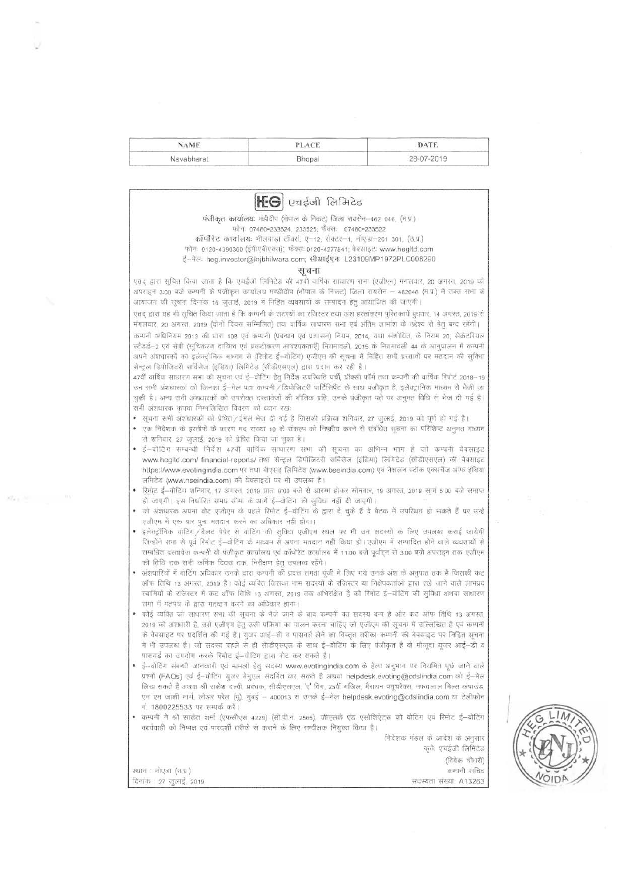| NAME | PLACE | DATE |
|---|---|---|
| Navabharat | Bhopal | 28-07-2019 |

# HEG एचईजी लिमिटेड

पंजीकृत कार्यालय: मंडीदीप (भोपाल के निकट) जिला रायसेन–462 046, (म.प्र.)
फोन: 07480-233524, 233525; फैक्स: 07480-233522
कॉर्पोरेट कार्यालय: भीलवाड़ा टॉवर्स, ए–12, सेक्टर–1, नोएडा–201 301, (उ.प्र.)
फोन: 0120-4390300 (ईपीएबीएक्स); फैक्स: 0120-4277841; वेबसाइट: www.hegltd.com
ई–मेल: heg.investor@lnjbhilwara.com; सीआईएन: L23109MP1972PLC008290

## सूचना

एतद् द्वारा सूचित किया जाता है कि एचईजी लिमिटेड की 47वीं वार्षिक साधारण सभा (एजीएम) मंगलवार, 20 अगस्त, 2019 को अपराह्न 3:00 बजे कम्पनी के पंजीकृत कार्यालय मण्डीदीप (भोपाल के निकट) जिला रायसेन – 462046 (म.प्र.) में उक्त सभा के आयोजन की सूचना दिनांक 16 जुलाई, 2019 में निहित व्यवसायों के सम्पादन हेतु आयोजित की जाएगी।

एतद् द्वारा यह भी सूचित किया जाता है कि कम्पनी के सदस्यों का रजिस्टर तथा अंश हस्तांतरण पुस्तिकायें बुधवार, 14 अगस्त, 2019 से मंगलवार, 20 अगस्त, 2019 (दोनों दिवस सम्मिलित) तक वार्षिक साधारण सभा एवं अंतिम लाभांश के उद्देश्य से हेतु बन्द रहेंगी।

कम्पनी अधिनियम 2013 की धारा 108 एवं कम्पनी (प्रबन्धन एवं प्रशासन) नियम, 2014, यथा संशोधित, के नियम 20, सेक्रेटेरियल स्टैंडर्ड–2 एवं सेबी (सूचीकरण दायित्व एवं प्रकटीकरण आवश्यकताएँ) नियमावली, 2015 के नियमावली 44 के अनुपालन में कम्पनी अपने अंशधारकों को इलेक्ट्रॉनिक माध्यम से (रिमोट ई–वोटिंग) एजीएम की सूचना में निहित सभी प्रस्तावों पर मतदान की सुविधा सेन्ट्रल डिपोजिटरी सर्विसेज (इंडिया) लिमिटेड (सीडीएसएल) द्वारा प्रदान कर रही है।

47वीं वार्षिक साधारण सभा की सूचना एवं ई–वोटिंग हेतु निर्देश उपस्थिति पर्ची, प्रॉक्सी फॉर्म तथा कम्पनी की वार्षिक रिपोर्ट 2018–19 उन सभी अंशधारकों को जिनका ई–मेल पता कम्पनी / डिपोजिटरी पार्टिसिपेंट के साथ पंजीकृत है, इलेक्ट्रानिक माध्यम से भेजी जा चुकी है। अन्य सभी अंशधारकों को उपरोक्त दस्तावेजों की भौतिक प्रति, उनके पंजीकृत पते पर अनुमत विधि से भेज दी गई है। सभी अंशधारक कृपया निम्नलिखित विवरण को ध्यान रखें:

- सूचना सभी अंशधारकों को प्रेषित / ईमेल भेज दी गई है जिसकी प्रक्रिया शनिवार, 27 जुलाई, 2019 को पूर्ण हो गई है।
- एक निदेशक के इस्तीफे के कारण मद संख्या 10 के संकल्प को निष्क्रीय करने से संबंधित सूचना का परिशिष्ट अनुमत माध्यम से शनिवार, 27 जुलाई, 2019 को प्रेषित किया जा चुका है।
- ई–वोटिंग सम्बन्धी निर्देश 47वीं वार्षिक साधारण सभा की सूचना का अभिन्न भाग है जो कम्पनी की वेबसाइट www.hegltd.com/ financial-reports/ तथा सेन्ट्रल डिपोजिटरी सर्विसेज (इंडिया) लिमिटेड (सीडीएसएल) की वेबसाइट https://www.evotingindia.com पर तथा बीएसई लिमिटेड (www.bseindia.com) एवं नेशनल स्टॉक एक्सचेंज ऑफ इंडिया लिमिटेड (www.nseindia.com) की वेबसाइटों पर भी उपलब्ध है।
- रिमोट ई–वोटिंग शनिवार, 17 अगस्त, 2019 प्रातः 9:00 बजे से आरम्भ होकर सोमवार, 19 अगस्त, 2019 सायं 5:00 बजे समाप्त हो जाएगी। इस निर्धारित समय सीमा के आगे ई–वोटिंग की सुविधा नहीं दी जाएगी।
- जो अंशधारक अपना वोट एजीएम के पहले रिमोट ई–वोटिंग के द्वारा दे चुके हैं वे बैठक में उपस्थित हो सकते हैं पर उन्हें एजीएम में एक बार पुनः मतदान करने का अधिकार नहीं होगा।
- इलेक्ट्रॉनिक वोटिंग / बैलट पेपर से वोटिंग की सुविधा एजीएम स्थल पर भी उन सदस्यों के लिए उपलब्ध कराई जायेगी जिन्होंने सभा से पूर्व रिमोट ई–वोटिंग के माध्यम से अपना मतदान नहीं किया हो। एजीएम में सम्पादित होने वाले व्यवसायों से सम्बंधित दस्तावेज कम्पनी के पंजीकृत कार्यालय एवं कॉर्पोरेट कार्यालय में 11:00 बजे पूर्वाह्न से 3:00 बजे अपराह्न तक एजीएम की तिथि तक सभी कार्मिक दिवस तक, निरीक्षण हेतु उपलब्ध रहेंगे।
- अंशधारियों में वोटिंग अधिकार उनके द्वारा कम्पनी की प्रदत्त समता पूंजी में लिए गये उनके अंश के अनुपात तक है जिसकी कट ऑफ तिथि 13 अगस्त, 2019 है। कोई व्यक्ति जिसका नाम सदस्यों के रजिस्टर या निक्षेपकर्ताओं द्वारा रखे जाने वाले लाभप्रद स्वामियों के रजिस्टर में कट ऑफ तिथि 13 अगस्त, 2019 तक अभिलेखित है को रिमोट ई–वोटिंग की सुविधा अथवा साधारण सभा में मतपत्र के द्वारा मतदान करने का अधिकार होगा।
- कोई व्यक्ति जो साधारण सभा की सूचना के भेजे जाने के बाद कम्पनी का सदस्य बना है और कट ऑफ तिथि 13 अगस्त, 2019 को अंशधारी है, उसे एजीएम हेतु उसी प्रक्रिया का पालन करना चाहिए जो एजीएम की सूचना में उल्लिखित है एवं कम्पनी के वेबसाइट पर प्रदर्शित की गई है। यूजर आई–डी व पासवर्ड लेने का विस्तृत तरीका कम्पनी की वेबसाइट पर निहित सूचना में भी उपलब्ध है। जो सदस्य पहले से ही सीडीएसएल के साथ ई–वोटिंग के लिए पंजीकृत है वो मौजूदा यूजर आई–डी व पासवर्ड का उपयोग करके रिमोट ई–वोटिंग द्वारा वोट कर सकते है।
- ई–वोटिंग संबंधी जानकारी एवं मामलों हेतु सदस्य www.evotingindia.com के हेल्प अनुभाग पर नियमित पूछे जाने वाले प्रश्नों (FAQs) एवं ई–वोटिंग यूजर मेनुएल संदर्भित कर सकते हैं अथवा helpdesk.evoting@cdslindia.com को ई–मेल लिख सकते हैं अथवा श्री राकेश दल्वी, प्रबंधक, सीडीएसएल, 'ए' विंग, 25वीं मंजिल, मैराथन फ्यूचरेक्स, मफतलाल मिल्स कंपाउंड, एन एम जोशी मार्ग, लोअर परेल (पू.), मुंबई – 400013 से उनके ई–मेल helpdesk.evoting@cdslindia.com या टेलीफोन नं. 1800225533 पर सम्पर्क करें।
- कम्पनी ने श्री साकेत शर्मा (एफसीएस 4229) (सी.पी.नं. 2565), जीएसके एंड एसोसिएट्स को वोटिंग एवं रिमोट ई–वोटिंग कार्यवाही को निष्पक्ष एवं पारदर्शी तरीके से कराने के लिए सम्वीक्षक नियुक्त किया है।

निदेशक मंडल के आदेश के अनुसार
कृते एचईजी लिमिटेड
(विवेक चौधरी)
कम्पनी सचिव
सदस्यता संख्या: A13263

स्थान : नोएडा (उ.प्र.)
दिनांक : 27 जुलाई, 2019